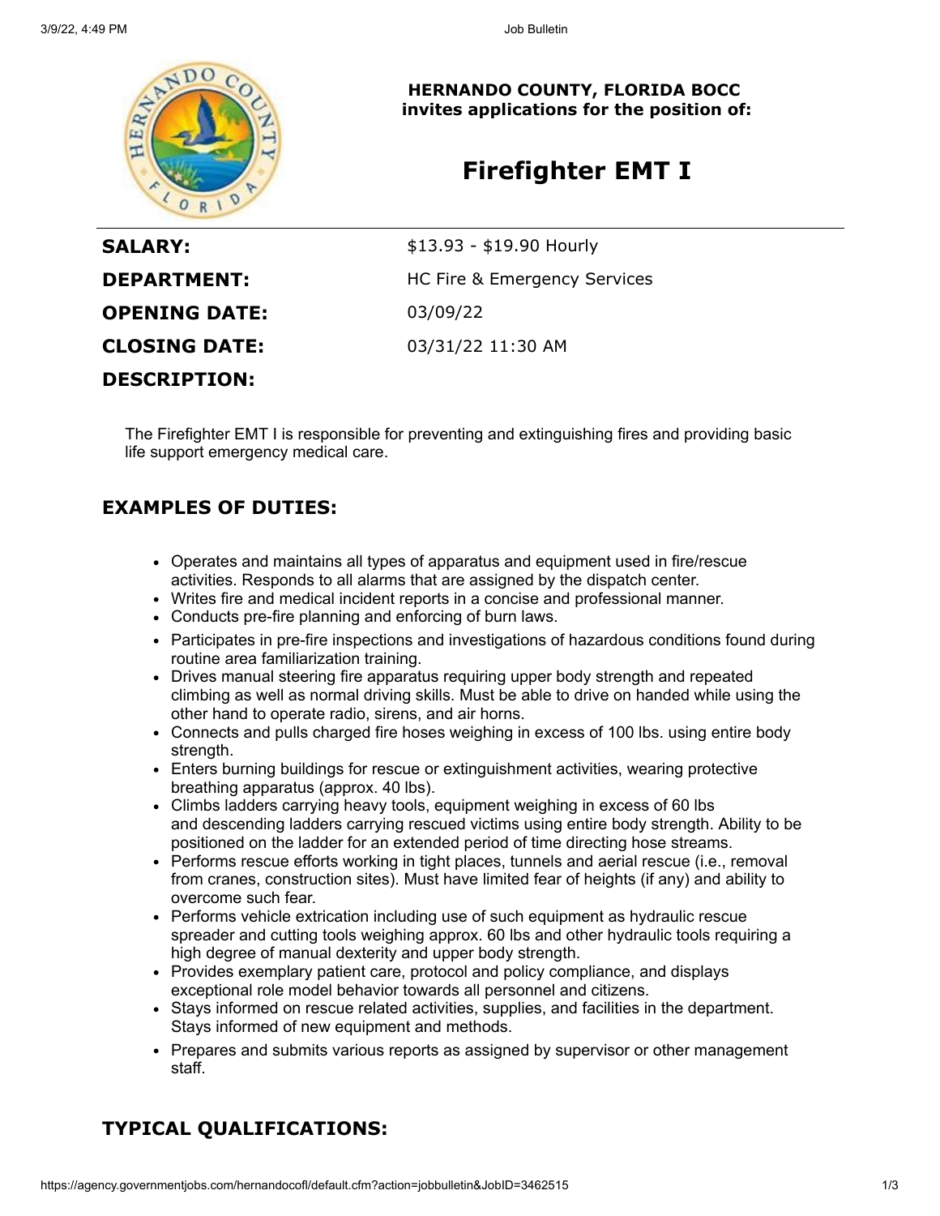**HERNANDO COUNTY, FLORIDA BOCC**
**invites applications for the position of:**

# Firefighter EMT I

| | |
|---|---|
| **SALARY:** | $13.93 - $19.90 Hourly |
| **DEPARTMENT:** | HC Fire & Emergency Services |
| **OPENING DATE:** | 03/09/22 |
| **CLOSING DATE:** | 03/31/22 11:30 AM |

**DESCRIPTION:**

The Firefighter EMT I is responsible for preventing and extinguishing fires and providing basic life support emergency medical care.

## EXAMPLES OF DUTIES:

- Operates and maintains all types of apparatus and equipment used in fire/rescue activities. Responds to all alarms that are assigned by the dispatch center.
- Writes fire and medical incident reports in a concise and professional manner.
- Conducts pre-fire planning and enforcing of burn laws.
- Participates in pre-fire inspections and investigations of hazardous conditions found during routine area familiarization training.
- Drives manual steering fire apparatus requiring upper body strength and repeated climbing as well as normal driving skills. Must be able to drive on handed while using the other hand to operate radio, sirens, and air horns.
- Connects and pulls charged fire hoses weighing in excess of 100 lbs. using entire body strength.
- Enters burning buildings for rescue or extinguishment activities, wearing protective breathing apparatus (approx. 40 lbs).
- Climbs ladders carrying heavy tools, equipment weighing in excess of 60 lbs and descending ladders carrying rescued victims using entire body strength. Ability to be positioned on the ladder for an extended period of time directing hose streams.
- Performs rescue efforts working in tight places, tunnels and aerial rescue (i.e., removal from cranes, construction sites). Must have limited fear of heights (if any) and ability to overcome such fear.
- Performs vehicle extrication including use of such equipment as hydraulic rescue spreader and cutting tools weighing approx. 60 lbs and other hydraulic tools requiring a high degree of manual dexterity and upper body strength.
- Provides exemplary patient care, protocol and policy compliance, and displays exceptional role model behavior towards all personnel and citizens.
- Stays informed on rescue related activities, supplies, and facilities in the department. Stays informed of new equipment and methods.
- Prepares and submits various reports as assigned by supervisor or other management staff.

## TYPICAL QUALIFICATIONS: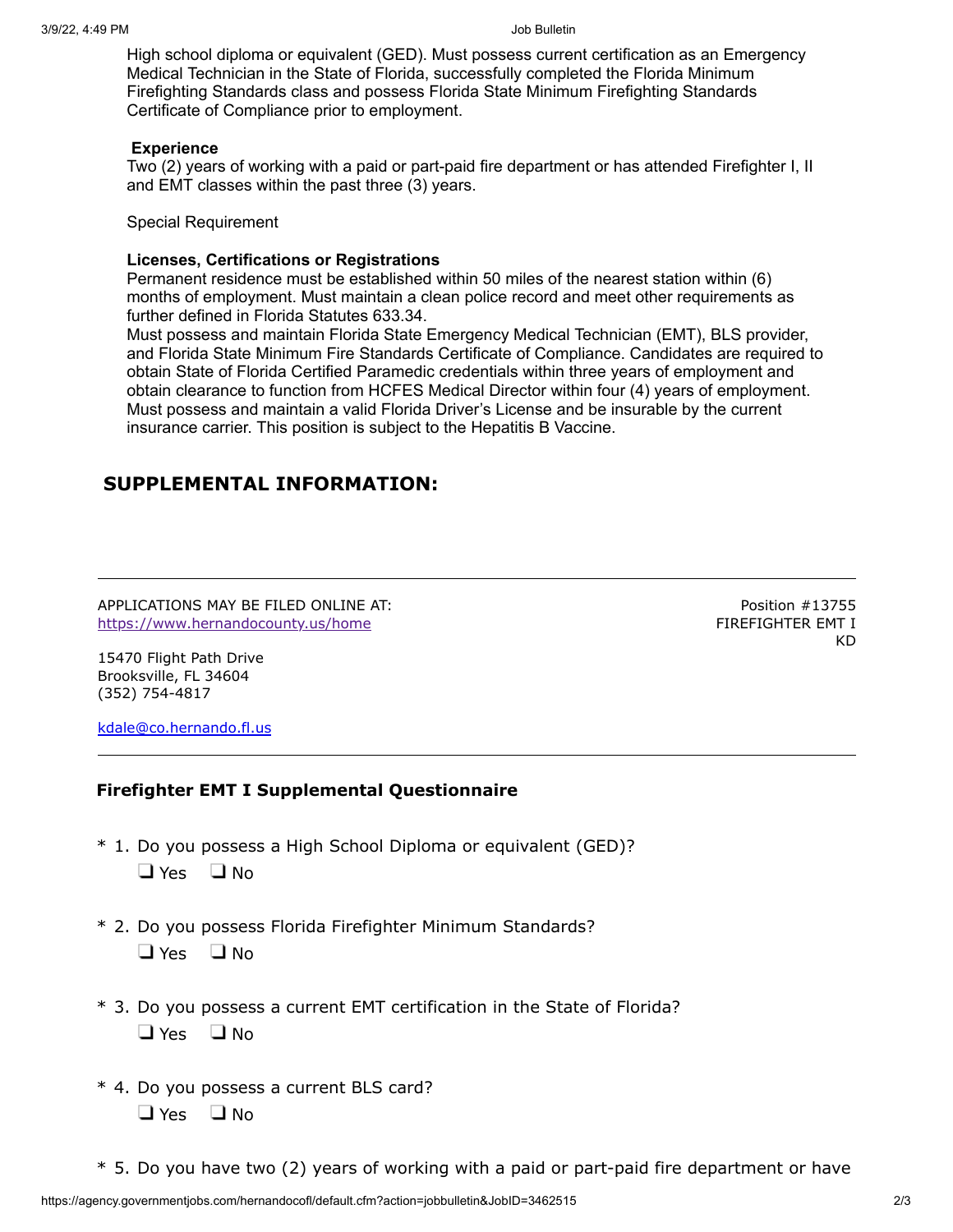High school diploma or equivalent (GED). Must possess current certification as an Emergency Medical Technician in the State of Florida, successfully completed the Florida Minimum Firefighting Standards class and possess Florida State Minimum Firefighting Standards Certificate of Compliance prior to employment.

**Experience**

Two (2) years of working with a paid or part-paid fire department or has attended Firefighter I, II and EMT classes within the past three (3) years.

Special Requirement

**Licenses, Certifications or Registrations**

Permanent residence must be established within 50 miles of the nearest station within (6) months of employment. Must maintain a clean police record and meet other requirements as further defined in Florida Statutes 633.34.

Must possess and maintain Florida State Emergency Medical Technician (EMT), BLS provider, and Florida State Minimum Fire Standards Certificate of Compliance. Candidates are required to obtain State of Florida Certified Paramedic credentials within three years of employment and obtain clearance to function from HCFES Medical Director within four (4) years of employment. Must possess and maintain a valid Florida Driver's License and be insurable by the current insurance carrier. This position is subject to the Hepatitis B Vaccine.

## SUPPLEMENTAL INFORMATION:

---

APPLICATIONS MAY BE FILED ONLINE AT:
https://www.hernandocounty.us/home

Position #13755
FIREFIGHTER EMT I
KD

15470 Flight Path Drive
Brooksville, FL 34604
(352) 754-4817

kdale@co.hernando.fl.us

---

### Firefighter EMT I Supplemental Questionnaire

\* 1. Do you possess a High School Diploma or equivalent (GED)?
❑ Yes ❑ No

\* 2. Do you possess Florida Firefighter Minimum Standards?
❑ Yes ❑ No

\* 3. Do you possess a current EMT certification in the State of Florida?
❑ Yes ❑ No

\* 4. Do you possess a current BLS card?
❑ Yes ❑ No

\* 5. Do you have two (2) years of working with a paid or part-paid fire department or have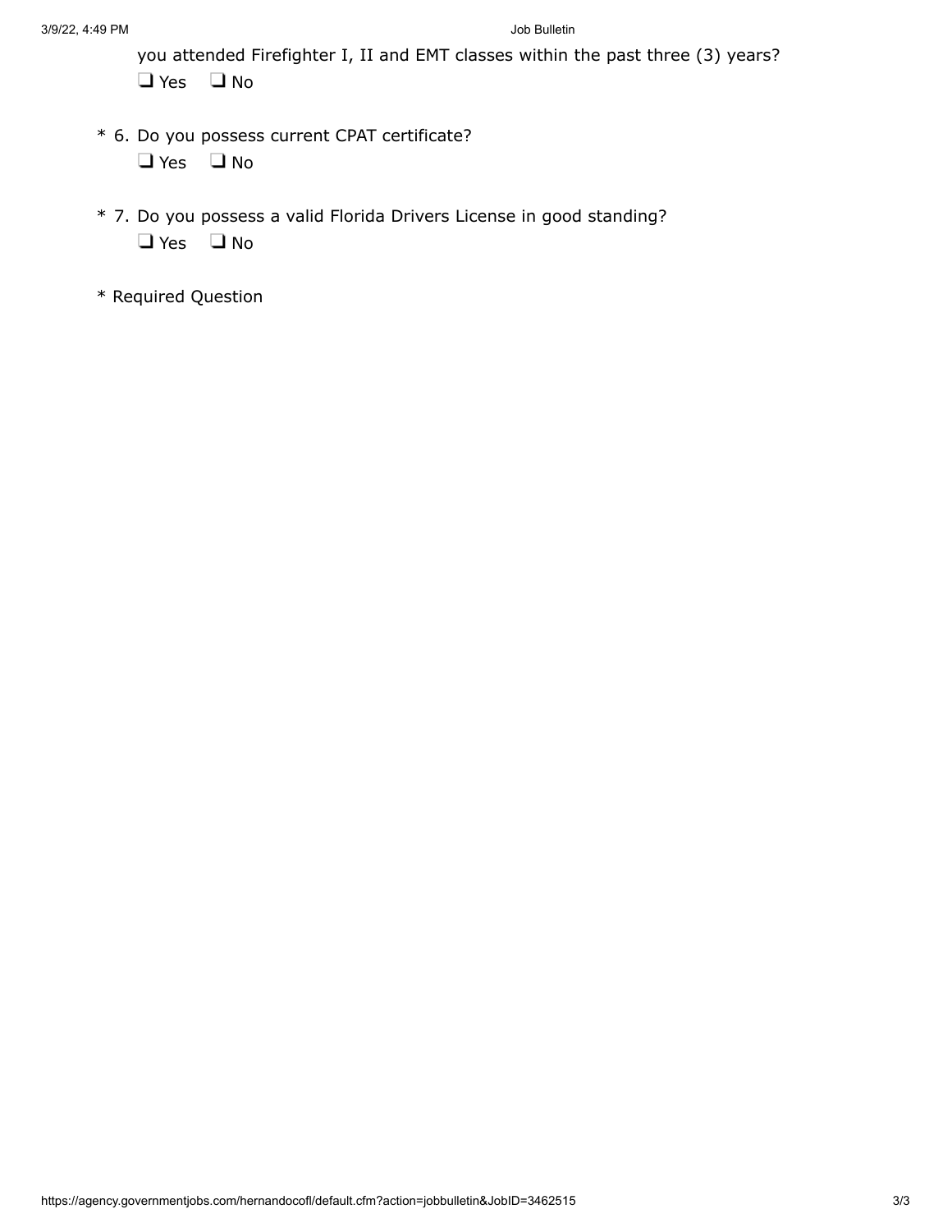you attended Firefighter I, II and EMT classes within the past three (3) years?

❑ Yes ❑ No

* 6. Do you possess current CPAT certificate?

❑ Yes ❑ No

* 7. Do you possess a valid Florida Drivers License in good standing?

❑ Yes ❑ No

* Required Question